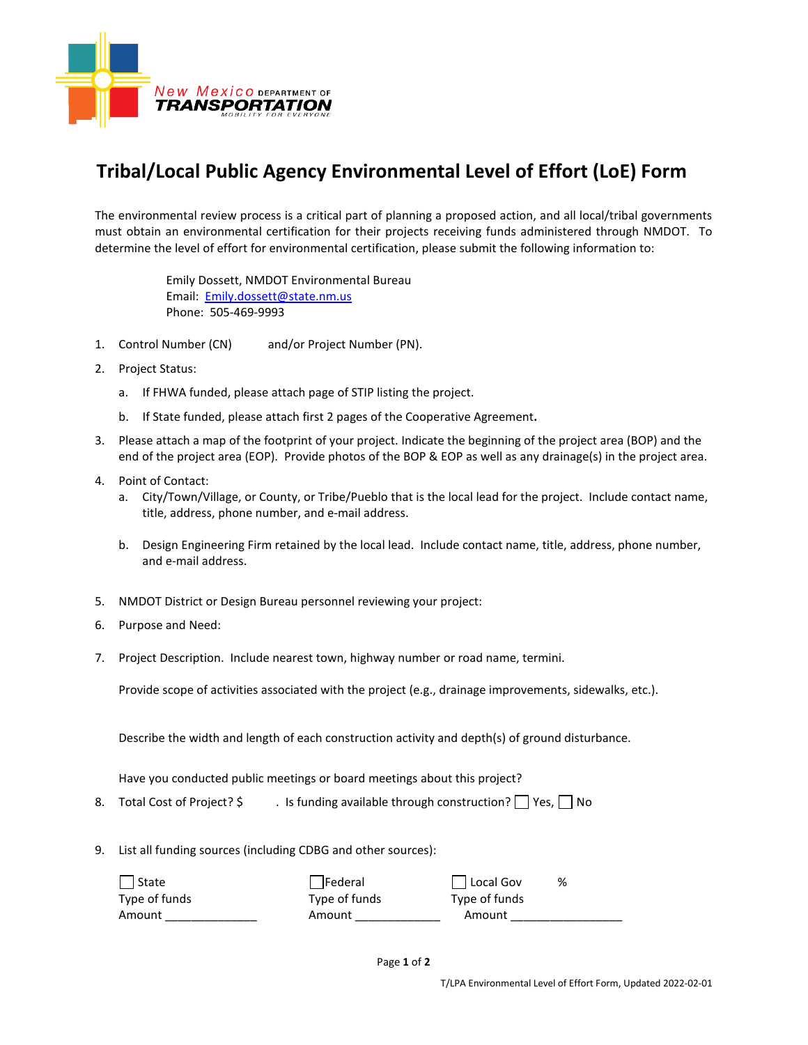New Mexico DEPARTMENT OF **TRANSPORTATION** MOBILITY FOR EVERYONE

# Tribal/Local Public Agency Environmental Level of Effort (LoE) Form

The environmental review process is a critical part of planning a proposed action, and all local/tribal governments must obtain an environmental certification for their projects receiving funds administered through NMDOT. To determine the level of effort for environmental certification, please submit the following information to:

> Emily Dossett, NMDOT Environmental Bureau
> Email: Emily.dossett@state.nm.us
> Phone: 505-469-9993

1. Control Number (CN) and/or Project Number (PN).
2. Project Status:
   a. If FHWA funded, please attach page of STIP listing the project.
   b. If State funded, please attach first 2 pages of the Cooperative Agreement**.**
3. Please attach a map of the footprint of your project. Indicate the beginning of the project area (BOP) and the end of the project area (EOP). Provide photos of the BOP & EOP as well as any drainage(s) in the project area.
4. Point of Contact:
   a. City/Town/Village, or County, or Tribe/Pueblo that is the local lead for the project. Include contact name, title, address, phone number, and e-mail address.
   b. Design Engineering Firm retained by the local lead. Include contact name, title, address, phone number, and e-mail address.
5. NMDOT District or Design Bureau personnel reviewing your project:
6. Purpose and Need:
7. Project Description. Include nearest town, highway number or road name, termini.

   Provide scope of activities associated with the project (e.g., drainage improvements, sidewalks, etc.).

   Describe the width and length of each construction activity and depth(s) of ground disturbance.

   Have you conducted public meetings or board meetings about this project?
8. Total Cost of Project? $ . Is funding available through construction? ☐ Yes, ☐ No
9. List all funding sources (including CDBG and other sources):

| ☐ State | ☐ Federal | ☐ Local Gov % |
|---|---|---|
| Type of funds | Type of funds | Type of funds |
| Amount ______________ | Amount _____________ | Amount _________________ |

T/LPA Environmental Level of Effort Form, Updated 2022-02-01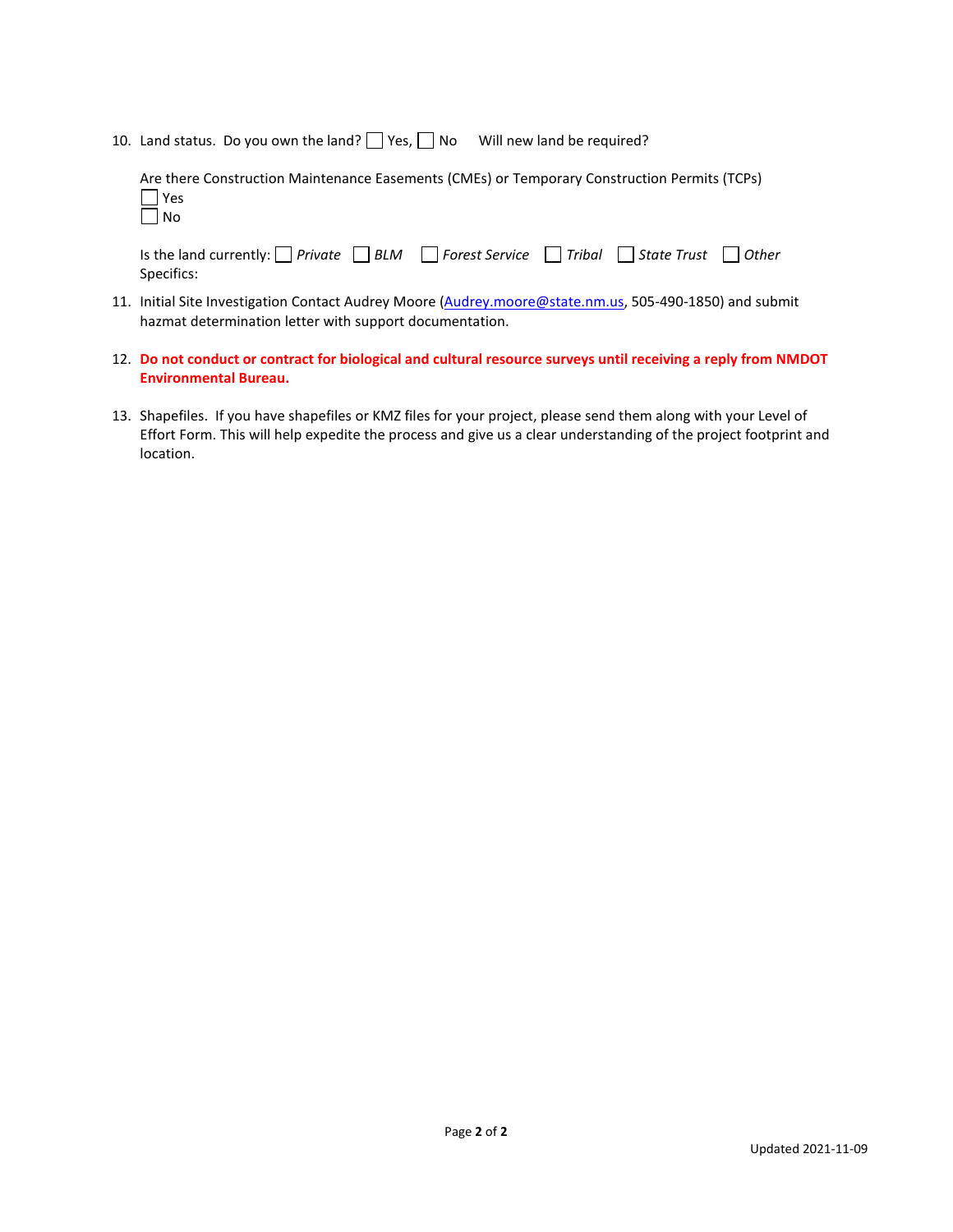10. Land status. Do you own the land? ☐ Yes, ☐ No  Will new land be required?

    Are there Construction Maintenance Easements (CMEs) or Temporary Construction Permits (TCPs)
    ☐ Yes
    ☐ No

    Is the land currently: ☐ *Private* ☐ *BLM* ☐ *Forest Service* ☐ *Tribal* ☐ *State Trust* ☐ *Other*
    Specifics:

11. Initial Site Investigation Contact Audrey Moore (Audrey.moore@state.nm.us, 505-490-1850) and submit hazmat determination letter with support documentation.

12. **Do not conduct or contract for biological and cultural resource surveys until receiving a reply from NMDOT Environmental Bureau.**

13. Shapefiles. If you have shapefiles or KMZ files for your project, please send them along with your Level of Effort Form. This will help expedite the process and give us a clear understanding of the project footprint and location.

Updated 2021-11-09